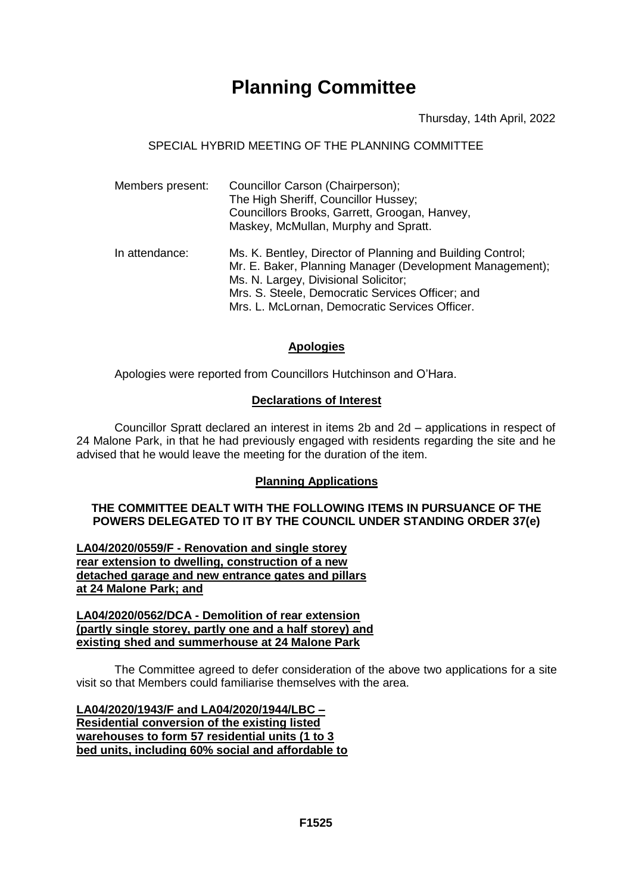# Planning Committee

Thursday, 14th April, 2022

SPECIAL HYBRID MEETING OF THE PLANNING COMMITTEE

| | |
|---|---|
| Members present: | Councillor Carson (Chairperson);<br>The High Sheriff, Councillor Hussey;<br>Councillors Brooks, Garrett, Groogan, Hanvey, Maskey, McMullan, Murphy and Spratt. |
| In attendance: | Ms. K. Bentley, Director of Planning and Building Control;<br>Mr. E. Baker, Planning Manager (Development Management);<br>Ms. N. Largey, Divisional Solicitor;<br>Mrs. S. Steele, Democratic Services Officer; and<br>Mrs. L. McLornan, Democratic Services Officer. |

## Apologies

Apologies were reported from Councillors Hutchinson and O'Hara.

## Declarations of Interest

Councillor Spratt declared an interest in items 2b and 2d – applications in respect of 24 Malone Park, in that he had previously engaged with residents regarding the site and he advised that he would leave the meeting for the duration of the item.

## Planning Applications

**THE COMMITTEE DEALT WITH THE FOLLOWING ITEMS IN PURSUANCE OF THE POWERS DELEGATED TO IT BY THE COUNCIL UNDER STANDING ORDER 37(e)**

**LA04/2020/0559/F - Renovation and single storey rear extension to dwelling, construction of a new detached garage and new entrance gates and pillars at 24 Malone Park; and**

**LA04/2020/0562/DCA - Demolition of rear extension (partly single storey, partly one and a half storey) and existing shed and summerhouse at 24 Malone Park**

The Committee agreed to defer consideration of the above two applications for a site visit so that Members could familiarise themselves with the area.

**LA04/2020/1943/F and LA04/2020/1944/LBC – Residential conversion of the existing listed warehouses to form 57 residential units (1 to 3 bed units, including 60% social and affordable to**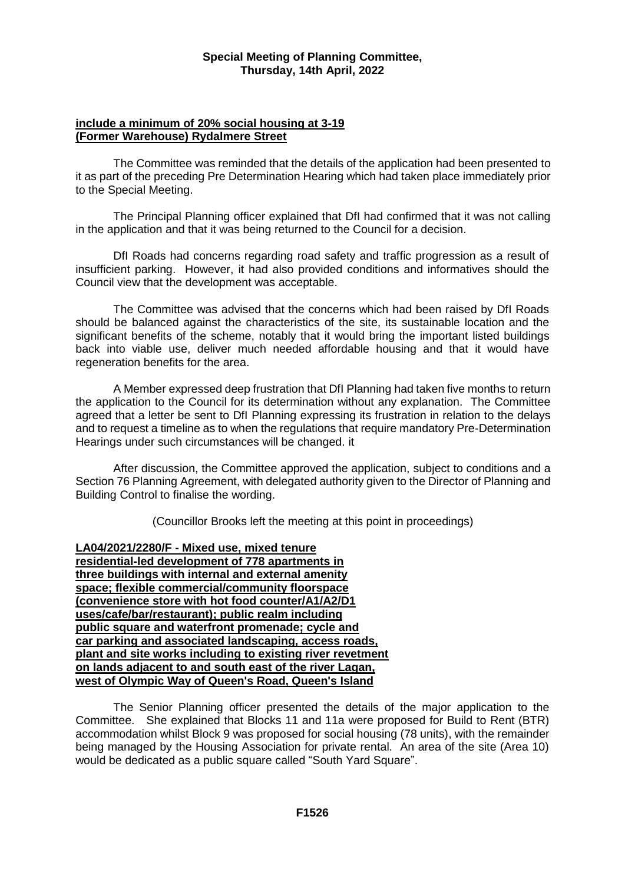**include a minimum of 20% social housing at 3-19 (Former Warehouse) Rydalmere Street**

The Committee was reminded that the details of the application had been presented to it as part of the preceding Pre Determination Hearing which had taken place immediately prior to the Special Meeting.

The Principal Planning officer explained that DfI had confirmed that it was not calling in the application and that it was being returned to the Council for a decision.

DfI Roads had concerns regarding road safety and traffic progression as a result of insufficient parking. However, it had also provided conditions and informatives should the Council view that the development was acceptable.

The Committee was advised that the concerns which had been raised by DfI Roads should be balanced against the characteristics of the site, its sustainable location and the significant benefits of the scheme, notably that it would bring the important listed buildings back into viable use, deliver much needed affordable housing and that it would have regeneration benefits for the area.

A Member expressed deep frustration that DfI Planning had taken five months to return the application to the Council for its determination without any explanation. The Committee agreed that a letter be sent to DfI Planning expressing its frustration in relation to the delays and to request a timeline as to when the regulations that require mandatory Pre-Determination Hearings under such circumstances will be changed. it

After discussion, the Committee approved the application, subject to conditions and a Section 76 Planning Agreement, with delegated authority given to the Director of Planning and Building Control to finalise the wording.

(Councillor Brooks left the meeting at this point in proceedings)

**LA04/2021/2280/F - Mixed use, mixed tenure residential-led development of 778 apartments in three buildings with internal and external amenity space; flexible commercial/community floorspace (convenience store with hot food counter/A1/A2/D1 uses/cafe/bar/restaurant); public realm including public square and waterfront promenade; cycle and car parking and associated landscaping, access roads, plant and site works including to existing river revetment on lands adjacent to and south east of the river Lagan, west of Olympic Way of Queen's Road, Queen's Island**

The Senior Planning officer presented the details of the major application to the Committee. She explained that Blocks 11 and 11a were proposed for Build to Rent (BTR) accommodation whilst Block 9 was proposed for social housing (78 units), with the remainder being managed by the Housing Association for private rental. An area of the site (Area 10) would be dedicated as a public square called "South Yard Square".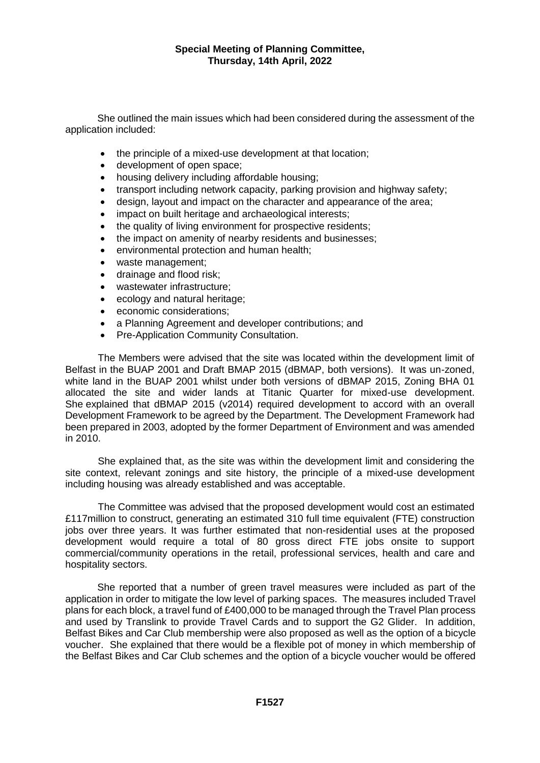She outlined the main issues which had been considered during the assessment of the application included:

- the principle of a mixed-use development at that location;
- development of open space;
- housing delivery including affordable housing;
- transport including network capacity, parking provision and highway safety;
- design, layout and impact on the character and appearance of the area;
- impact on built heritage and archaeological interests;
- the quality of living environment for prospective residents;
- the impact on amenity of nearby residents and businesses;
- environmental protection and human health;
- waste management;
- drainage and flood risk;
- wastewater infrastructure;
- ecology and natural heritage;
- economic considerations;
- a Planning Agreement and developer contributions; and
- Pre-Application Community Consultation.

The Members were advised that the site was located within the development limit of Belfast in the BUAP 2001 and Draft BMAP 2015 (dBMAP, both versions). It was un-zoned, white land in the BUAP 2001 whilst under both versions of dBMAP 2015, Zoning BHA 01 allocated the site and wider lands at Titanic Quarter for mixed-use development. She explained that dBMAP 2015 (v2014) required development to accord with an overall Development Framework to be agreed by the Department. The Development Framework had been prepared in 2003, adopted by the former Department of Environment and was amended in 2010.

She explained that, as the site was within the development limit and considering the site context, relevant zonings and site history, the principle of a mixed-use development including housing was already established and was acceptable.

The Committee was advised that the proposed development would cost an estimated £117million to construct, generating an estimated 310 full time equivalent (FTE) construction jobs over three years. It was further estimated that non-residential uses at the proposed development would require a total of 80 gross direct FTE jobs onsite to support commercial/community operations in the retail, professional services, health and care and hospitality sectors.

She reported that a number of green travel measures were included as part of the application in order to mitigate the low level of parking spaces. The measures included Travel plans for each block, a travel fund of £400,000 to be managed through the Travel Plan process and used by Translink to provide Travel Cards and to support the G2 Glider. In addition, Belfast Bikes and Car Club membership were also proposed as well as the option of a bicycle voucher. She explained that there would be a flexible pot of money in which membership of the Belfast Bikes and Car Club schemes and the option of a bicycle voucher would be offered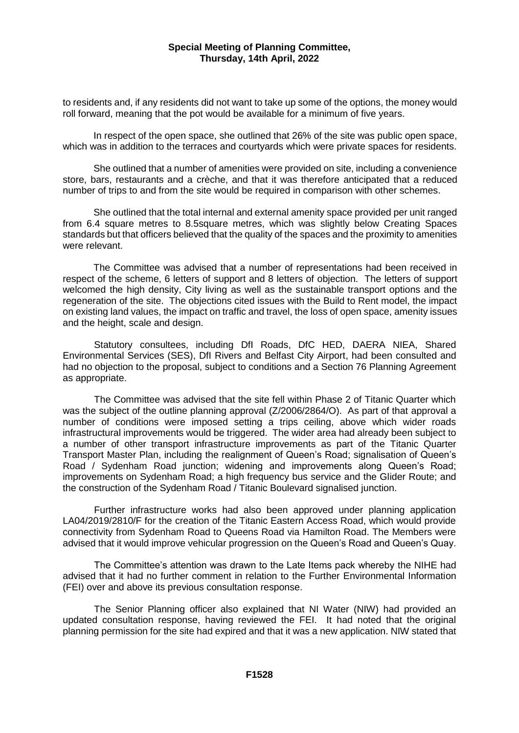to residents and, if any residents did not want to take up some of the options, the money would roll forward, meaning that the pot would be available for a minimum of five years.

In respect of the open space, she outlined that 26% of the site was public open space, which was in addition to the terraces and courtyards which were private spaces for residents.

She outlined that a number of amenities were provided on site, including a convenience store, bars, restaurants and a crèche, and that it was therefore anticipated that a reduced number of trips to and from the site would be required in comparison with other schemes.

She outlined that the total internal and external amenity space provided per unit ranged from 6.4 square metres to 8.5square metres, which was slightly below Creating Spaces standards but that officers believed that the quality of the spaces and the proximity to amenities were relevant.

The Committee was advised that a number of representations had been received in respect of the scheme, 6 letters of support and 8 letters of objection. The letters of support welcomed the high density, City living as well as the sustainable transport options and the regeneration of the site. The objections cited issues with the Build to Rent model, the impact on existing land values, the impact on traffic and travel, the loss of open space, amenity issues and the height, scale and design.

Statutory consultees, including DfI Roads, DfC HED, DAERA NIEA, Shared Environmental Services (SES), DfI Rivers and Belfast City Airport, had been consulted and had no objection to the proposal, subject to conditions and a Section 76 Planning Agreement as appropriate.

The Committee was advised that the site fell within Phase 2 of Titanic Quarter which was the subject of the outline planning approval (Z/2006/2864/O). As part of that approval a number of conditions were imposed setting a trips ceiling, above which wider roads infrastructural improvements would be triggered. The wider area had already been subject to a number of other transport infrastructure improvements as part of the Titanic Quarter Transport Master Plan, including the realignment of Queen's Road; signalisation of Queen's Road / Sydenham Road junction; widening and improvements along Queen's Road; improvements on Sydenham Road; a high frequency bus service and the Glider Route; and the construction of the Sydenham Road / Titanic Boulevard signalised junction.

Further infrastructure works had also been approved under planning application LA04/2019/2810/F for the creation of the Titanic Eastern Access Road, which would provide connectivity from Sydenham Road to Queens Road via Hamilton Road. The Members were advised that it would improve vehicular progression on the Queen's Road and Queen's Quay.

The Committee's attention was drawn to the Late Items pack whereby the NIHE had advised that it had no further comment in relation to the Further Environmental Information (FEI) over and above its previous consultation response.

The Senior Planning officer also explained that NI Water (NIW) had provided an updated consultation response, having reviewed the FEI. It had noted that the original planning permission for the site had expired and that it was a new application. NIW stated that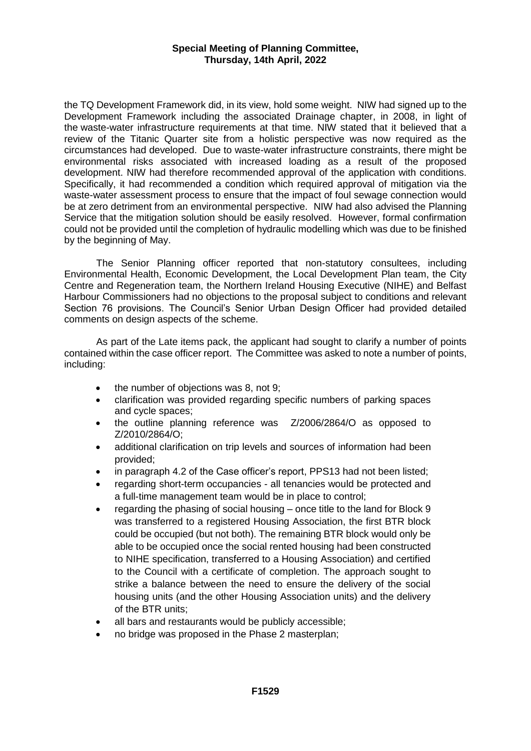the TQ Development Framework did, in its view, hold some weight. NIW had signed up to the Development Framework including the associated Drainage chapter, in 2008, in light of the waste-water infrastructure requirements at that time. NIW stated that it believed that a review of the Titanic Quarter site from a holistic perspective was now required as the circumstances had developed. Due to waste-water infrastructure constraints, there might be environmental risks associated with increased loading as a result of the proposed development. NIW had therefore recommended approval of the application with conditions. Specifically, it had recommended a condition which required approval of mitigation via the waste-water assessment process to ensure that the impact of foul sewage connection would be at zero detriment from an environmental perspective. NIW had also advised the Planning Service that the mitigation solution should be easily resolved. However, formal confirmation could not be provided until the completion of hydraulic modelling which was due to be finished by the beginning of May.

The Senior Planning officer reported that non-statutory consultees, including Environmental Health, Economic Development, the Local Development Plan team, the City Centre and Regeneration team, the Northern Ireland Housing Executive (NIHE) and Belfast Harbour Commissioners had no objections to the proposal subject to conditions and relevant Section 76 provisions. The Council's Senior Urban Design Officer had provided detailed comments on design aspects of the scheme.

As part of the Late items pack, the applicant had sought to clarify a number of points contained within the case officer report. The Committee was asked to note a number of points, including:

- the number of objections was 8, not 9;
- clarification was provided regarding specific numbers of parking spaces and cycle spaces;
- the outline planning reference was Z/2006/2864/O as opposed to Z/2010/2864/O;
- additional clarification on trip levels and sources of information had been provided;
- in paragraph 4.2 of the Case officer's report, PPS13 had not been listed;
- regarding short-term occupancies - all tenancies would be protected and a full-time management team would be in place to control;
- regarding the phasing of social housing – once title to the land for Block 9 was transferred to a registered Housing Association, the first BTR block could be occupied (but not both). The remaining BTR block would only be able to be occupied once the social rented housing had been constructed to NIHE specification, transferred to a Housing Association) and certified to the Council with a certificate of completion. The approach sought to strike a balance between the need to ensure the delivery of the social housing units (and the other Housing Association units) and the delivery of the BTR units;
- all bars and restaurants would be publicly accessible;
- no bridge was proposed in the Phase 2 masterplan;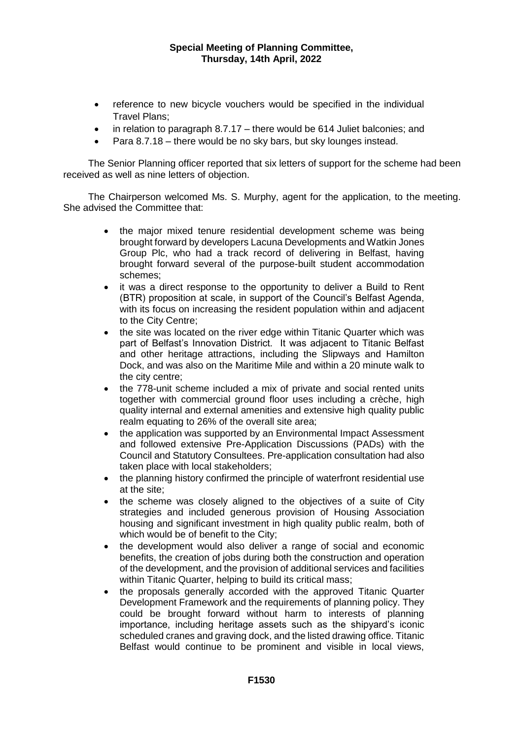- reference to new bicycle vouchers would be specified in the individual Travel Plans;
- in relation to paragraph 8.7.17 – there would be 614 Juliet balconies; and
- Para 8.7.18 – there would be no sky bars, but sky lounges instead.

The Senior Planning officer reported that six letters of support for the scheme had been received as well as nine letters of objection.

The Chairperson welcomed Ms. S. Murphy, agent for the application, to the meeting. She advised the Committee that:

- the major mixed tenure residential development scheme was being brought forward by developers Lacuna Developments and Watkin Jones Group Plc, who had a track record of delivering in Belfast, having brought forward several of the purpose-built student accommodation schemes;
- it was a direct response to the opportunity to deliver a Build to Rent (BTR) proposition at scale, in support of the Council's Belfast Agenda, with its focus on increasing the resident population within and adjacent to the City Centre;
- the site was located on the river edge within Titanic Quarter which was part of Belfast's Innovation District. It was adjacent to Titanic Belfast and other heritage attractions, including the Slipways and Hamilton Dock, and was also on the Maritime Mile and within a 20 minute walk to the city centre;
- the 778-unit scheme included a mix of private and social rented units together with commercial ground floor uses including a crèche, high quality internal and external amenities and extensive high quality public realm equating to 26% of the overall site area;
- the application was supported by an Environmental Impact Assessment and followed extensive Pre-Application Discussions (PADs) with the Council and Statutory Consultees. Pre-application consultation had also taken place with local stakeholders;
- the planning history confirmed the principle of waterfront residential use at the site;
- the scheme was closely aligned to the objectives of a suite of City strategies and included generous provision of Housing Association housing and significant investment in high quality public realm, both of which would be of benefit to the City;
- the development would also deliver a range of social and economic benefits, the creation of jobs during both the construction and operation of the development, and the provision of additional services and facilities within Titanic Quarter, helping to build its critical mass;
- the proposals generally accorded with the approved Titanic Quarter Development Framework and the requirements of planning policy. They could be brought forward without harm to interests of planning importance, including heritage assets such as the shipyard's iconic scheduled cranes and graving dock, and the listed drawing office. Titanic Belfast would continue to be prominent and visible in local views,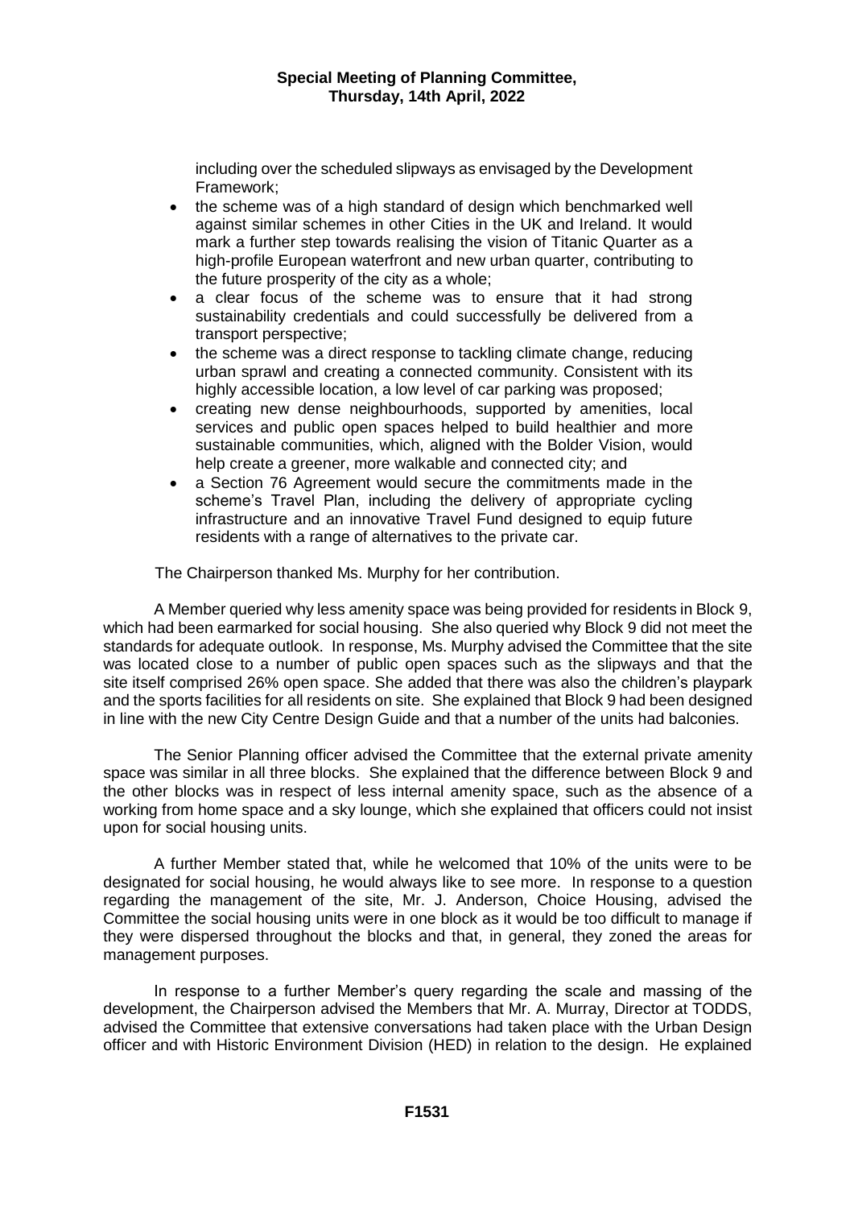including over the scheduled slipways as envisaged by the Development Framework;

- the scheme was of a high standard of design which benchmarked well against similar schemes in other Cities in the UK and Ireland. It would mark a further step towards realising the vision of Titanic Quarter as a high-profile European waterfront and new urban quarter, contributing to the future prosperity of the city as a whole;
- a clear focus of the scheme was to ensure that it had strong sustainability credentials and could successfully be delivered from a transport perspective;
- the scheme was a direct response to tackling climate change, reducing urban sprawl and creating a connected community. Consistent with its highly accessible location, a low level of car parking was proposed;
- creating new dense neighbourhoods, supported by amenities, local services and public open spaces helped to build healthier and more sustainable communities, which, aligned with the Bolder Vision, would help create a greener, more walkable and connected city; and
- a Section 76 Agreement would secure the commitments made in the scheme's Travel Plan, including the delivery of appropriate cycling infrastructure and an innovative Travel Fund designed to equip future residents with a range of alternatives to the private car.

The Chairperson thanked Ms. Murphy for her contribution.

A Member queried why less amenity space was being provided for residents in Block 9, which had been earmarked for social housing. She also queried why Block 9 did not meet the standards for adequate outlook. In response, Ms. Murphy advised the Committee that the site was located close to a number of public open spaces such as the slipways and that the site itself comprised 26% open space. She added that there was also the children's playpark and the sports facilities for all residents on site. She explained that Block 9 had been designed in line with the new City Centre Design Guide and that a number of the units had balconies.

The Senior Planning officer advised the Committee that the external private amenity space was similar in all three blocks. She explained that the difference between Block 9 and the other blocks was in respect of less internal amenity space, such as the absence of a working from home space and a sky lounge, which she explained that officers could not insist upon for social housing units.

A further Member stated that, while he welcomed that 10% of the units were to be designated for social housing, he would always like to see more. In response to a question regarding the management of the site, Mr. J. Anderson, Choice Housing, advised the Committee the social housing units were in one block as it would be too difficult to manage if they were dispersed throughout the blocks and that, in general, they zoned the areas for management purposes.

In response to a further Member's query regarding the scale and massing of the development, the Chairperson advised the Members that Mr. A. Murray, Director at TODDS, advised the Committee that extensive conversations had taken place with the Urban Design officer and with Historic Environment Division (HED) in relation to the design. He explained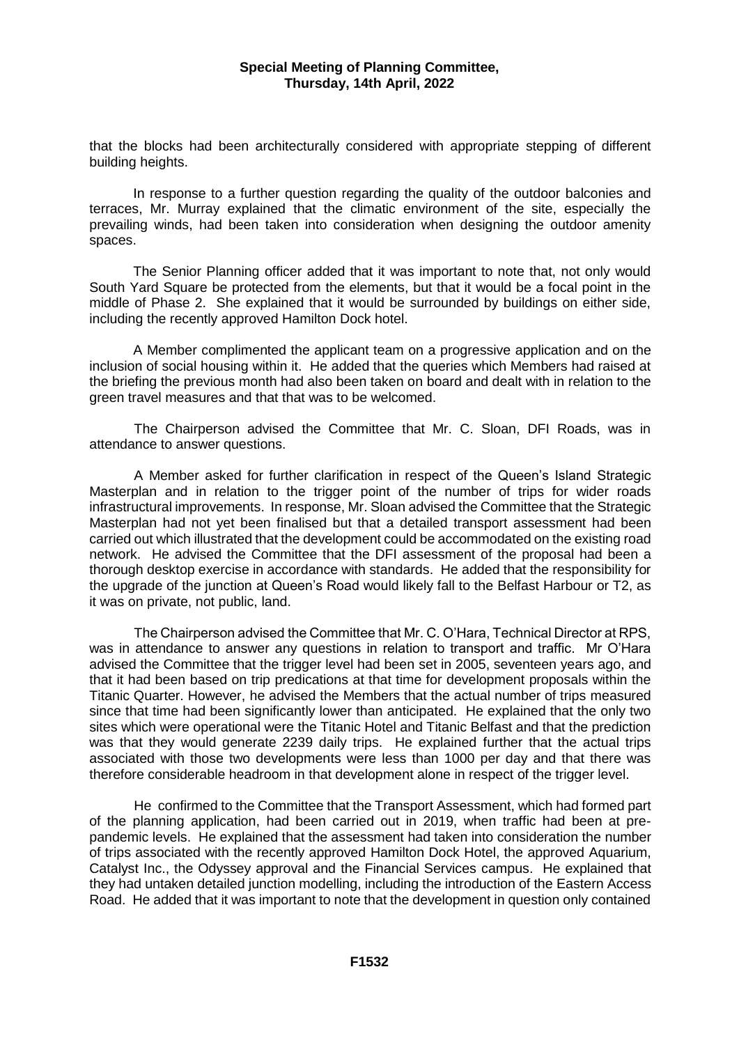that the blocks had been architecturally considered with appropriate stepping of different building heights.

In response to a further question regarding the quality of the outdoor balconies and terraces, Mr. Murray explained that the climatic environment of the site, especially the prevailing winds, had been taken into consideration when designing the outdoor amenity spaces.

The Senior Planning officer added that it was important to note that, not only would South Yard Square be protected from the elements, but that it would be a focal point in the middle of Phase 2. She explained that it would be surrounded by buildings on either side, including the recently approved Hamilton Dock hotel.

A Member complimented the applicant team on a progressive application and on the inclusion of social housing within it. He added that the queries which Members had raised at the briefing the previous month had also been taken on board and dealt with in relation to the green travel measures and that that was to be welcomed.

The Chairperson advised the Committee that Mr. C. Sloan, DFI Roads, was in attendance to answer questions.

A Member asked for further clarification in respect of the Queen's Island Strategic Masterplan and in relation to the trigger point of the number of trips for wider roads infrastructural improvements. In response, Mr. Sloan advised the Committee that the Strategic Masterplan had not yet been finalised but that a detailed transport assessment had been carried out which illustrated that the development could be accommodated on the existing road network. He advised the Committee that the DFI assessment of the proposal had been a thorough desktop exercise in accordance with standards. He added that the responsibility for the upgrade of the junction at Queen's Road would likely fall to the Belfast Harbour or T2, as it was on private, not public, land.

The Chairperson advised the Committee that Mr. C. O'Hara, Technical Director at RPS, was in attendance to answer any questions in relation to transport and traffic. Mr O'Hara advised the Committee that the trigger level had been set in 2005, seventeen years ago, and that it had been based on trip predications at that time for development proposals within the Titanic Quarter. However, he advised the Members that the actual number of trips measured since that time had been significantly lower than anticipated. He explained that the only two sites which were operational were the Titanic Hotel and Titanic Belfast and that the prediction was that they would generate 2239 daily trips. He explained further that the actual trips associated with those two developments were less than 1000 per day and that there was therefore considerable headroom in that development alone in respect of the trigger level.

He confirmed to the Committee that the Transport Assessment, which had formed part of the planning application, had been carried out in 2019, when traffic had been at pre-pandemic levels. He explained that the assessment had taken into consideration the number of trips associated with the recently approved Hamilton Dock Hotel, the approved Aquarium, Catalyst Inc., the Odyssey approval and the Financial Services campus. He explained that they had untaken detailed junction modelling, including the introduction of the Eastern Access Road. He added that it was important to note that the development in question only contained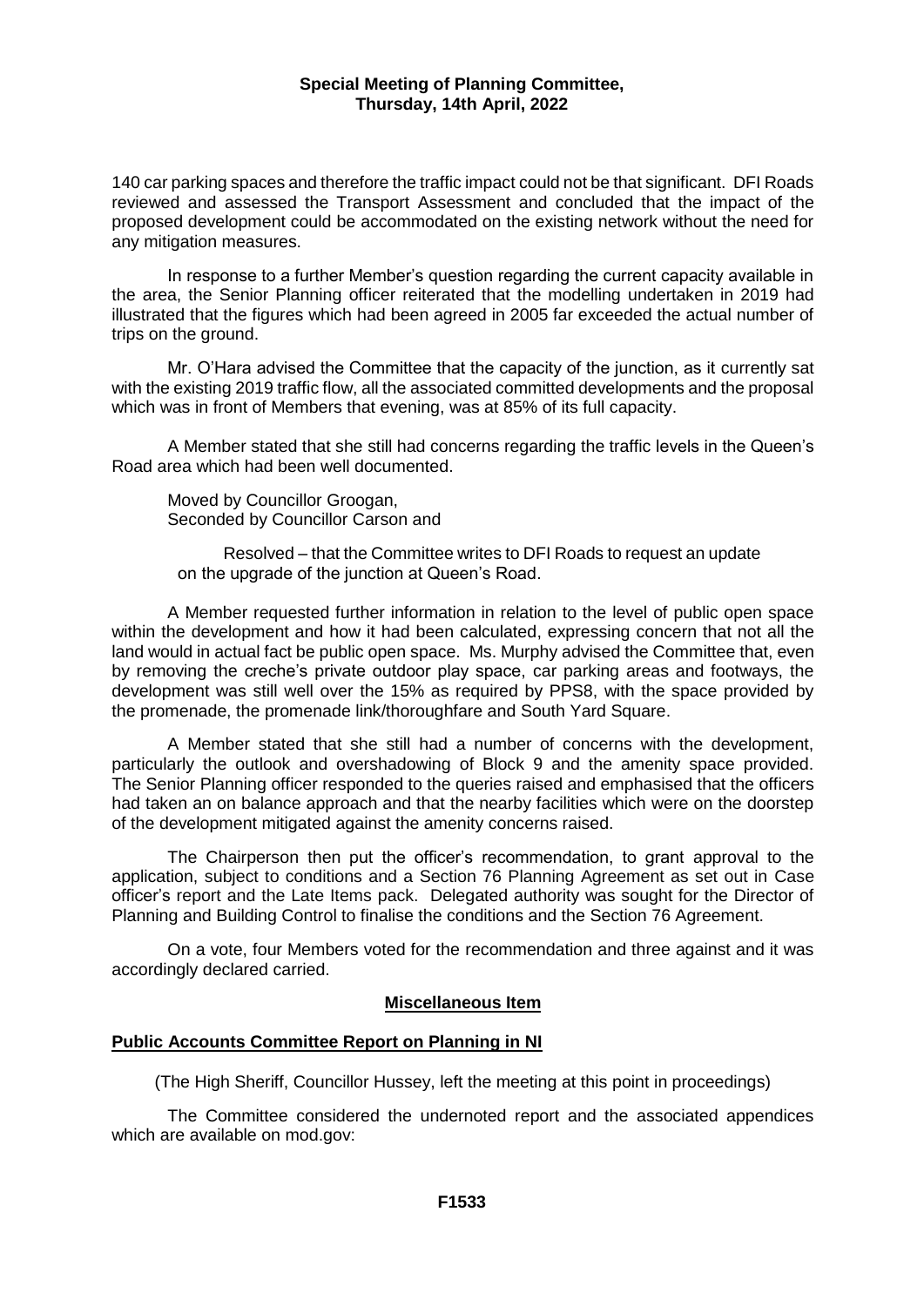140 car parking spaces and therefore the traffic impact could not be that significant. DFI Roads reviewed and assessed the Transport Assessment and concluded that the impact of the proposed development could be accommodated on the existing network without the need for any mitigation measures.

In response to a further Member's question regarding the current capacity available in the area, the Senior Planning officer reiterated that the modelling undertaken in 2019 had illustrated that the figures which had been agreed in 2005 far exceeded the actual number of trips on the ground.

Mr. O'Hara advised the Committee that the capacity of the junction, as it currently sat with the existing 2019 traffic flow, all the associated committed developments and the proposal which was in front of Members that evening, was at 85% of its full capacity.

A Member stated that she still had concerns regarding the traffic levels in the Queen's Road area which had been well documented.

Moved by Councillor Groogan,
Seconded by Councillor Carson and

Resolved – that the Committee writes to DFI Roads to request an update on the upgrade of the junction at Queen's Road.

A Member requested further information in relation to the level of public open space within the development and how it had been calculated, expressing concern that not all the land would in actual fact be public open space. Ms. Murphy advised the Committee that, even by removing the creche's private outdoor play space, car parking areas and footways, the development was still well over the 15% as required by PPS8, with the space provided by the promenade, the promenade link/thoroughfare and South Yard Square.

A Member stated that she still had a number of concerns with the development, particularly the outlook and overshadowing of Block 9 and the amenity space provided. The Senior Planning officer responded to the queries raised and emphasised that the officers had taken an on balance approach and that the nearby facilities which were on the doorstep of the development mitigated against the amenity concerns raised.

The Chairperson then put the officer's recommendation, to grant approval to the application, subject to conditions and a Section 76 Planning Agreement as set out in Case officer's report and the Late Items pack. Delegated authority was sought for the Director of Planning and Building Control to finalise the conditions and the Section 76 Agreement.

On a vote, four Members voted for the recommendation and three against and it was accordingly declared carried.

## Miscellaneous Item

### Public Accounts Committee Report on Planning in NI

(The High Sheriff, Councillor Hussey, left the meeting at this point in proceedings)

The Committee considered the undernoted report and the associated appendices which are available on mod.gov: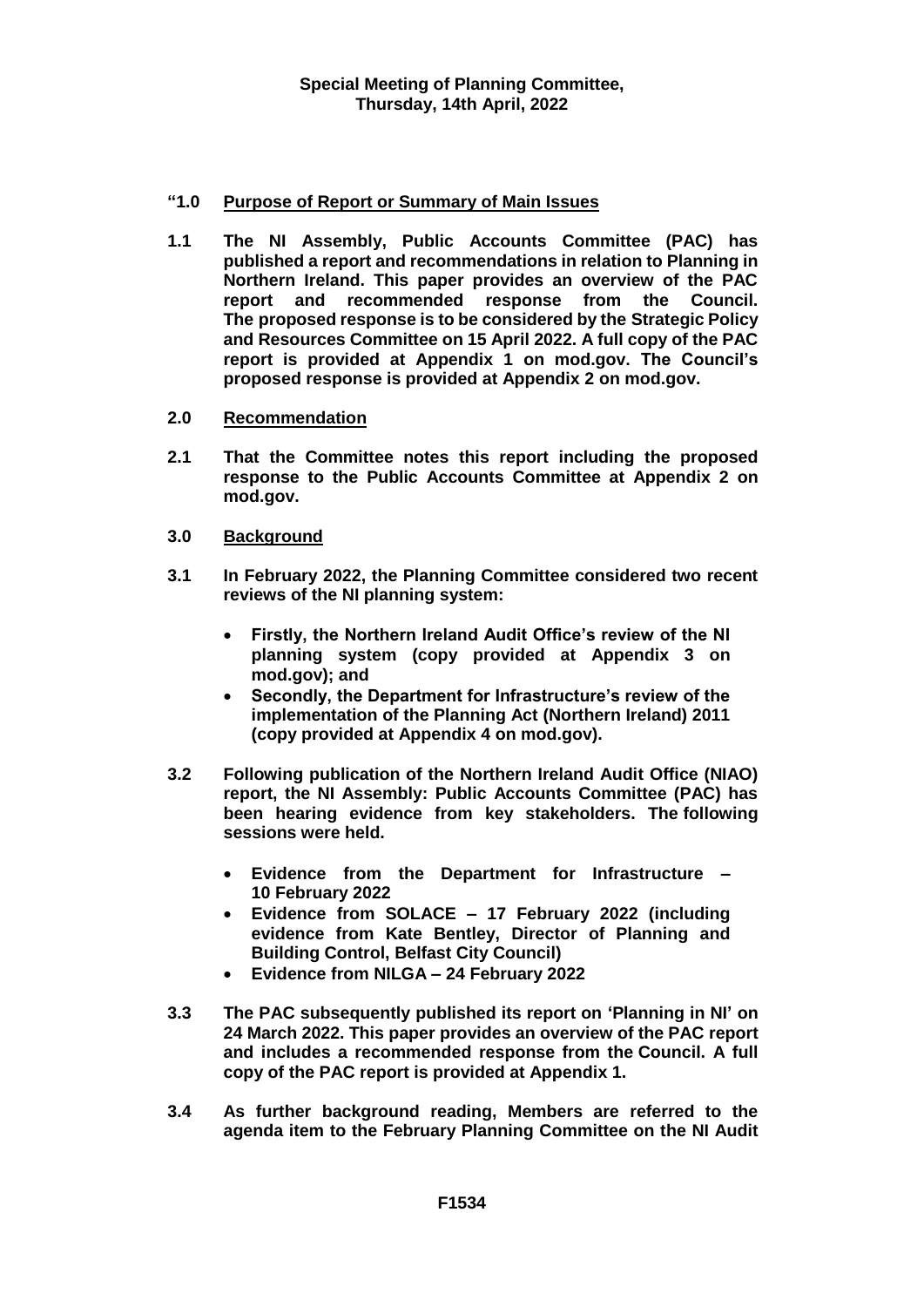**Special Meeting of Planning Committee,
Thursday, 14th April, 2022**

**"1.0 Purpose of Report or Summary of Main Issues**

**1.1 The NI Assembly, Public Accounts Committee (PAC) has published a report and recommendations in relation to Planning in Northern Ireland. This paper provides an overview of the PAC report and recommended response from the Council. The proposed response is to be considered by the Strategic Policy and Resources Committee on 15 April 2022. A full copy of the PAC report is provided at Appendix 1 on mod.gov. The Council's proposed response is provided at Appendix 2 on mod.gov.**

**2.0 Recommendation**

**2.1 That the Committee notes this report including the proposed response to the Public Accounts Committee at Appendix 2 on mod.gov.**

**3.0 Background**

**3.1 In February 2022, the Planning Committee considered two recent reviews of the NI planning system:**

- **Firstly, the Northern Ireland Audit Office's review of the NI planning system (copy provided at Appendix 3 on mod.gov); and**
- **Secondly, the Department for Infrastructure's review of the implementation of the Planning Act (Northern Ireland) 2011 (copy provided at Appendix 4 on mod.gov).**

**3.2 Following publication of the Northern Ireland Audit Office (NIAO) report, the NI Assembly: Public Accounts Committee (PAC) has been hearing evidence from key stakeholders. The following sessions were held.**

- **Evidence from the Department for Infrastructure – 10 February 2022**
- **Evidence from SOLACE – 17 February 2022 (including evidence from Kate Bentley, Director of Planning and Building Control, Belfast City Council)**
- **Evidence from NILGA – 24 February 2022**

**3.3 The PAC subsequently published its report on 'Planning in NI' on 24 March 2022. This paper provides an overview of the PAC report and includes a recommended response from the Council. A full copy of the PAC report is provided at Appendix 1.**

**3.4 As further background reading, Members are referred to the agenda item to the February Planning Committee on the NI Audit**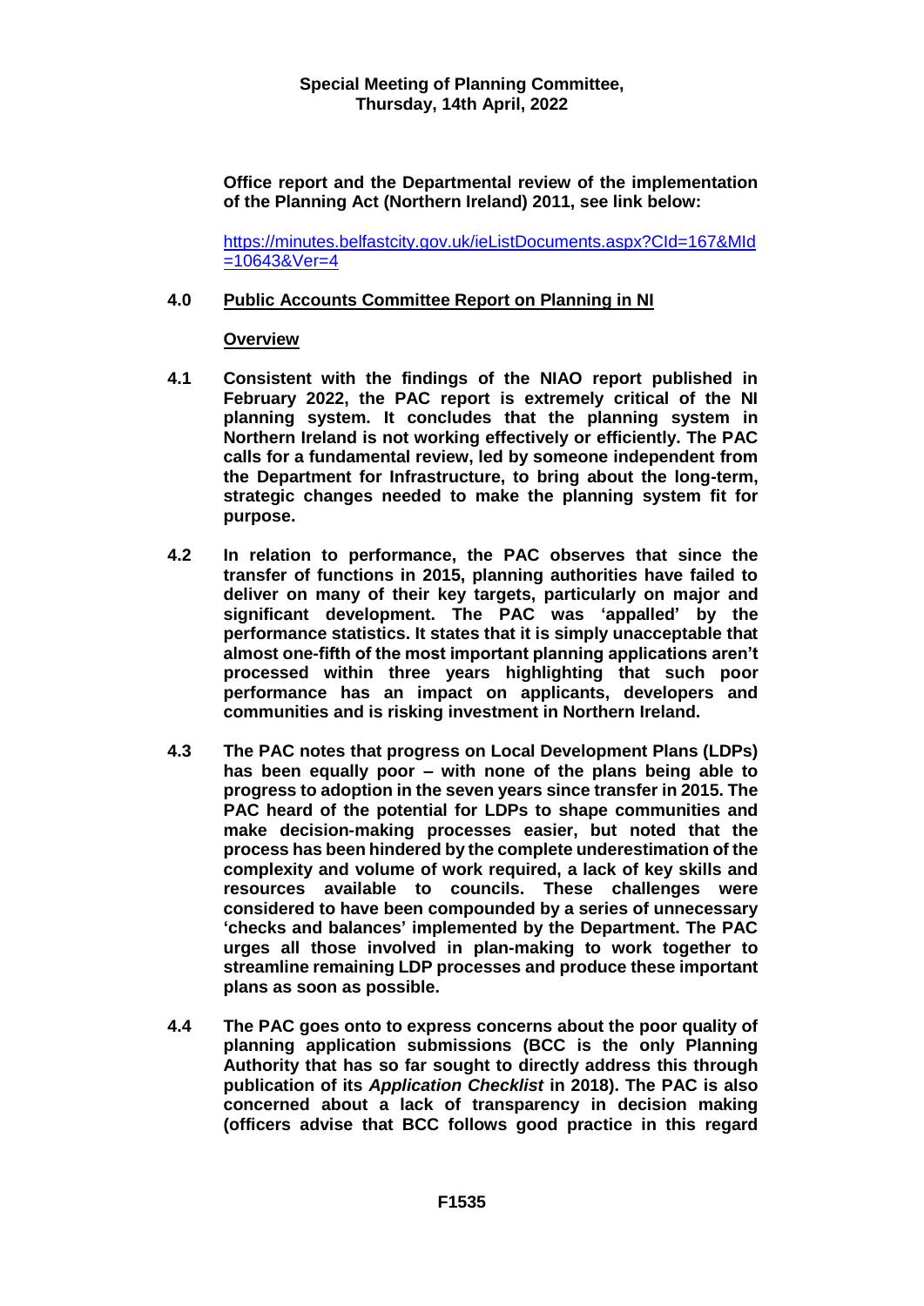**Office report and the Departmental review of the implementation of the Planning Act (Northern Ireland) 2011, see link below:**

https://minutes.belfastcity.gov.uk/ieListDocuments.aspx?CId=167&MId=10643&Ver=4

## 4.0 Public Accounts Committee Report on Planning in NI

### Overview

**4.1** **Consistent with the findings of the NIAO report published in February 2022, the PAC report is extremely critical of the NI planning system. It concludes that the planning system in Northern Ireland is not working effectively or efficiently. The PAC calls for a fundamental review, led by someone independent from the Department for Infrastructure, to bring about the long-term, strategic changes needed to make the planning system fit for purpose.**

**4.2** **In relation to performance, the PAC observes that since the transfer of functions in 2015, planning authorities have failed to deliver on many of their key targets, particularly on major and significant development. The PAC was 'appalled' by the performance statistics. It states that it is simply unacceptable that almost one-fifth of the most important planning applications aren't processed within three years highlighting that such poor performance has an impact on applicants, developers and communities and is risking investment in Northern Ireland.**

**4.3** **The PAC notes that progress on Local Development Plans (LDPs) has been equally poor – with none of the plans being able to progress to adoption in the seven years since transfer in 2015. The PAC heard of the potential for LDPs to shape communities and make decision-making processes easier, but noted that the process has been hindered by the complete underestimation of the complexity and volume of work required, a lack of key skills and resources available to councils. These challenges were considered to have been compounded by a series of unnecessary 'checks and balances' implemented by the Department. The PAC urges all those involved in plan-making to work together to streamline remaining LDP processes and produce these important plans as soon as possible.**

**4.4** **The PAC goes onto to express concerns about the poor quality of planning application submissions (BCC is the only Planning Authority that has so far sought to directly address this through publication of its *Application Checklist* in 2018). The PAC is also concerned about a lack of transparency in decision making (officers advise that BCC follows good practice in this regard**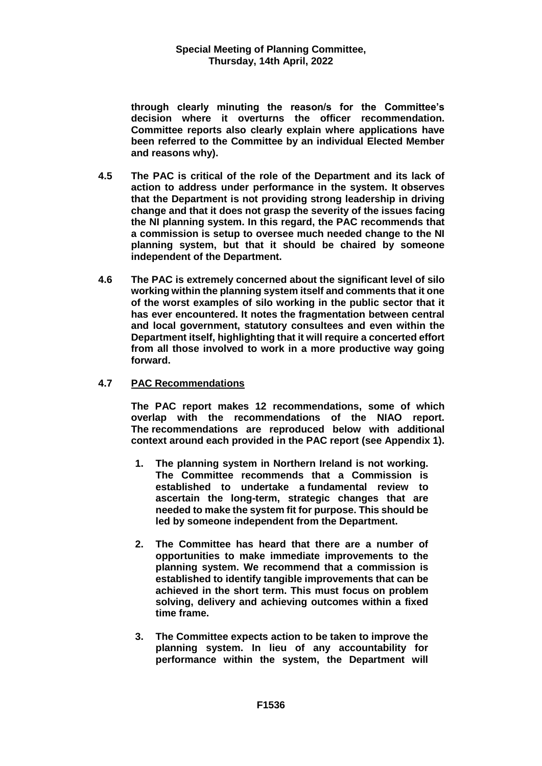**through clearly minuting the reason/s for the Committee's decision where it overturns the officer recommendation. Committee reports also clearly explain where applications have been referred to the Committee by an individual Elected Member and reasons why).**

**4.5 The PAC is critical of the role of the Department and its lack of action to address under performance in the system. It observes that the Department is not providing strong leadership in driving change and that it does not grasp the severity of the issues facing the NI planning system. In this regard, the PAC recommends that a commission is setup to oversee much needed change to the NI planning system, but that it should be chaired by someone independent of the Department.**

**4.6 The PAC is extremely concerned about the significant level of silo working within the planning system itself and comments that it one of the worst examples of silo working in the public sector that it has ever encountered. It notes the fragmentation between central and local government, statutory consultees and even within the Department itself, highlighting that it will require a concerted effort from all those involved to work in a more productive way going forward.**

**4.7 <u>PAC Recommendations</u>**

**The PAC report makes 12 recommendations, some of which overlap with the recommendations of the NIAO report. The recommendations are reproduced below with additional context around each provided in the PAC report (see Appendix 1).**

1. **The planning system in Northern Ireland is not working. The Committee recommends that a Commission is established to undertake a fundamental review to ascertain the long-term, strategic changes that are needed to make the system fit for purpose. This should be led by someone independent from the Department.**

2. **The Committee has heard that there are a number of opportunities to make immediate improvements to the planning system. We recommend that a commission is established to identify tangible improvements that can be achieved in the short term. This must focus on problem solving, delivery and achieving outcomes within a fixed time frame.**

3. **The Committee expects action to be taken to improve the planning system. In lieu of any accountability for performance within the system, the Department will**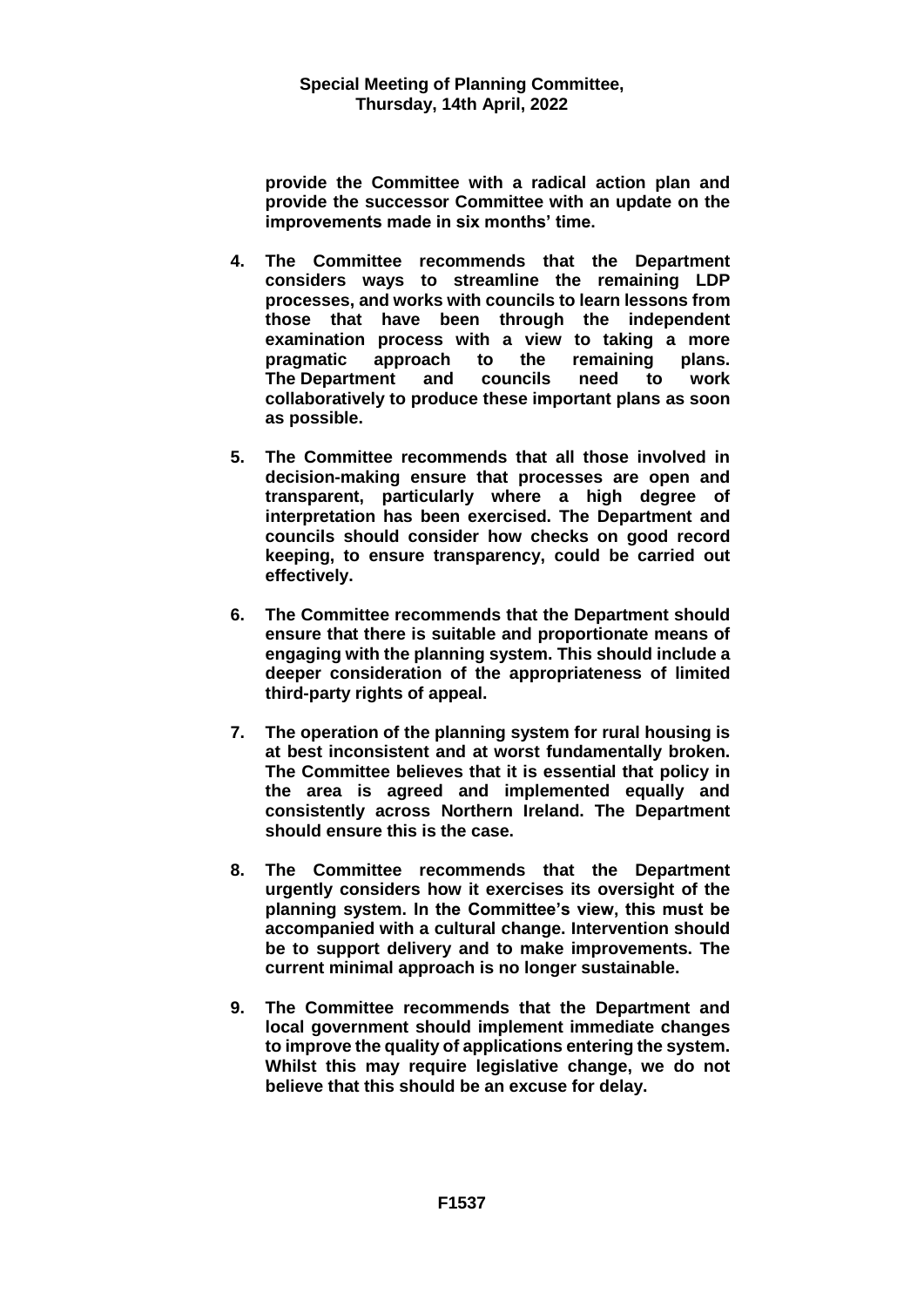**provide the Committee with a radical action plan and provide the successor Committee with an update on the improvements made in six months' time.**

4. **The Committee recommends that the Department considers ways to streamline the remaining LDP processes, and works with councils to learn lessons from those that have been through the independent examination process with a view to taking a more pragmatic approach to the remaining plans. The Department and councils need to work collaboratively to produce these important plans as soon as possible.**

5. **The Committee recommends that all those involved in decision-making ensure that processes are open and transparent, particularly where a high degree of interpretation has been exercised. The Department and councils should consider how checks on good record keeping, to ensure transparency, could be carried out effectively.**

6. **The Committee recommends that the Department should ensure that there is suitable and proportionate means of engaging with the planning system. This should include a deeper consideration of the appropriateness of limited third-party rights of appeal.**

7. **The operation of the planning system for rural housing is at best inconsistent and at worst fundamentally broken. The Committee believes that it is essential that policy in the area is agreed and implemented equally and consistently across Northern Ireland. The Department should ensure this is the case.**

8. **The Committee recommends that the Department urgently considers how it exercises its oversight of the planning system. In the Committee's view, this must be accompanied with a cultural change. Intervention should be to support delivery and to make improvements. The current minimal approach is no longer sustainable.**

9. **The Committee recommends that the Department and local government should implement immediate changes to improve the quality of applications entering the system. Whilst this may require legislative change, we do not believe that this should be an excuse for delay.**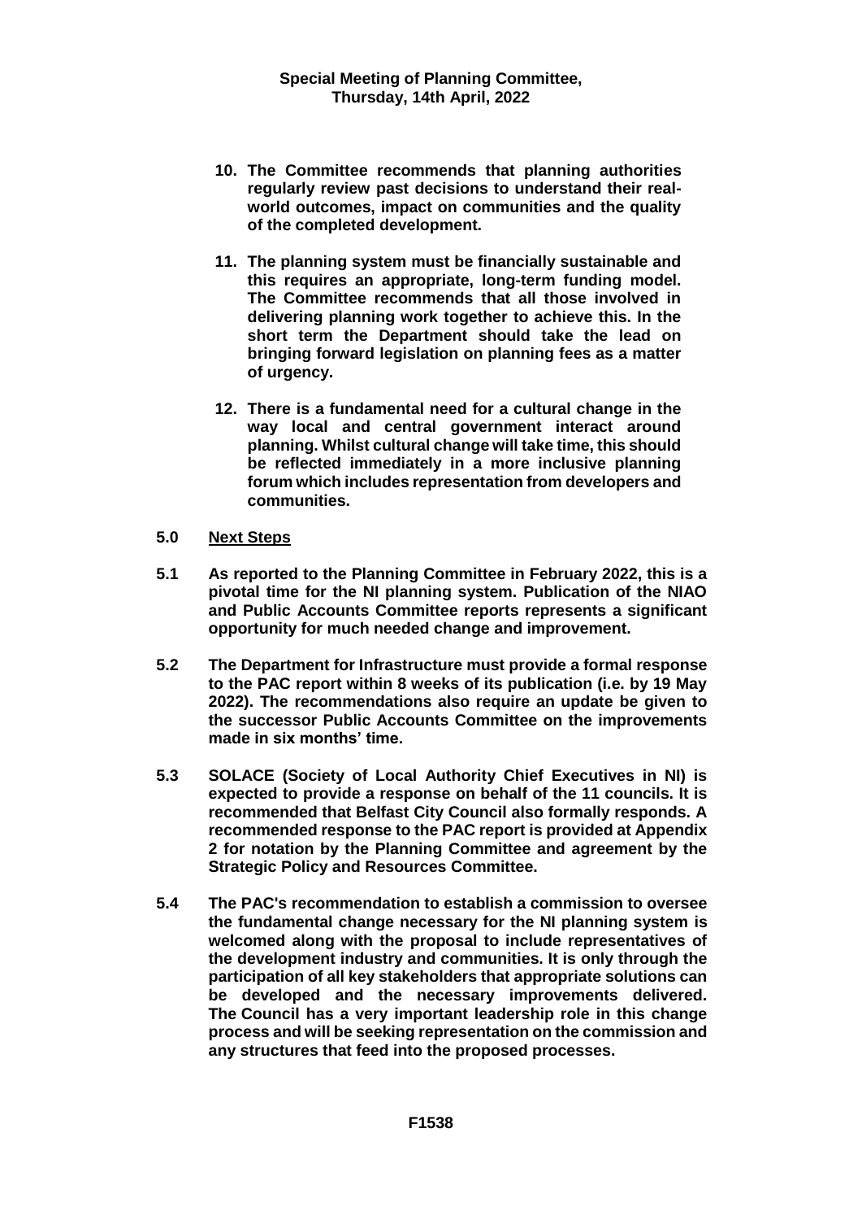**10. The Committee recommends that planning authorities regularly review past decisions to understand their real-world outcomes, impact on communities and the quality of the completed development.**

**11. The planning system must be financially sustainable and this requires an appropriate, long-term funding model. The Committee recommends that all those involved in delivering planning work together to achieve this. In the short term the Department should take the lead on bringing forward legislation on planning fees as a matter of urgency.**

**12. There is a fundamental need for a cultural change in the way local and central government interact around planning. Whilst cultural change will take time, this should be reflected immediately in a more inclusive planning forum which includes representation from developers and communities.**

**5.0 Next Steps**

**5.1 As reported to the Planning Committee in February 2022, this is a pivotal time for the NI planning system. Publication of the NIAO and Public Accounts Committee reports represents a significant opportunity for much needed change and improvement.**

**5.2 The Department for Infrastructure must provide a formal response to the PAC report within 8 weeks of its publication (i.e. by 19 May 2022). The recommendations also require an update be given to the successor Public Accounts Committee on the improvements made in six months' time.**

**5.3 SOLACE (Society of Local Authority Chief Executives in NI) is expected to provide a response on behalf of the 11 councils. It is recommended that Belfast City Council also formally responds. A recommended response to the PAC report is provided at Appendix 2 for notation by the Planning Committee and agreement by the Strategic Policy and Resources Committee.**

**5.4 The PAC's recommendation to establish a commission to oversee the fundamental change necessary for the NI planning system is welcomed along with the proposal to include representatives of the development industry and communities. It is only through the participation of all key stakeholders that appropriate solutions can be developed and the necessary improvements delivered. The Council has a very important leadership role in this change process and will be seeking representation on the commission and any structures that feed into the proposed processes.**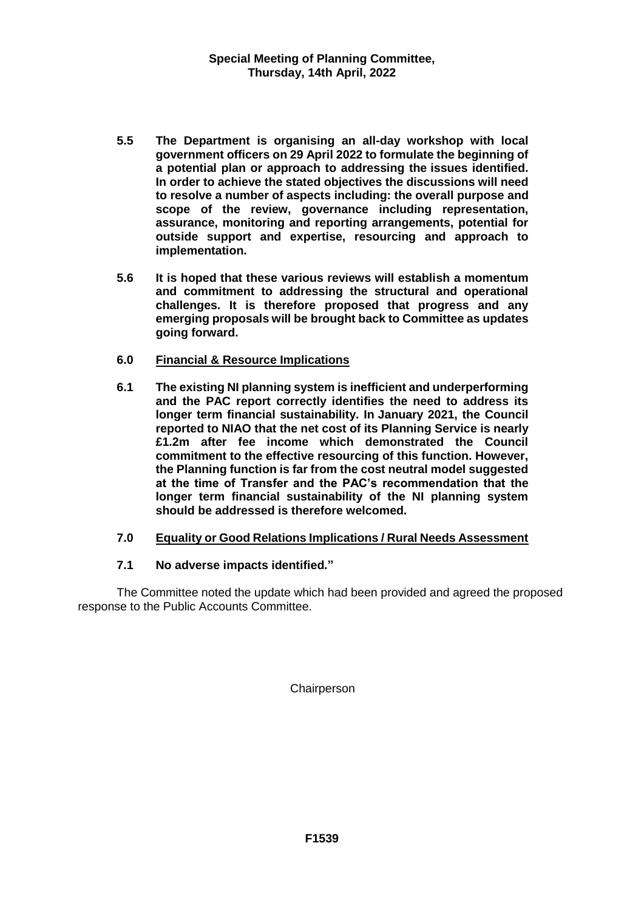**5.5 The Department is organising an all-day workshop with local government officers on 29 April 2022 to formulate the beginning of a potential plan or approach to addressing the issues identified. In order to achieve the stated objectives the discussions will need to resolve a number of aspects including: the overall purpose and scope of the review, governance including representation, assurance, monitoring and reporting arrangements, potential for outside support and expertise, resourcing and approach to implementation.**

**5.6 It is hoped that these various reviews will establish a momentum and commitment to addressing the structural and operational challenges. It is therefore proposed that progress and any emerging proposals will be brought back to Committee as updates going forward.**

**6.0 Financial & Resource Implications**

**6.1 The existing NI planning system is inefficient and underperforming and the PAC report correctly identifies the need to address its longer term financial sustainability. In January 2021, the Council reported to NIAO that the net cost of its Planning Service is nearly £1.2m after fee income which demonstrated the Council commitment to the effective resourcing of this function. However, the Planning function is far from the cost neutral model suggested at the time of Transfer and the PAC's recommendation that the longer term financial sustainability of the NI planning system should be addressed is therefore welcomed.**

**7.0 Equality or Good Relations Implications / Rural Needs Assessment**

**7.1 No adverse impacts identified."**

The Committee noted the update which had been provided and agreed the proposed response to the Public Accounts Committee.

Chairperson